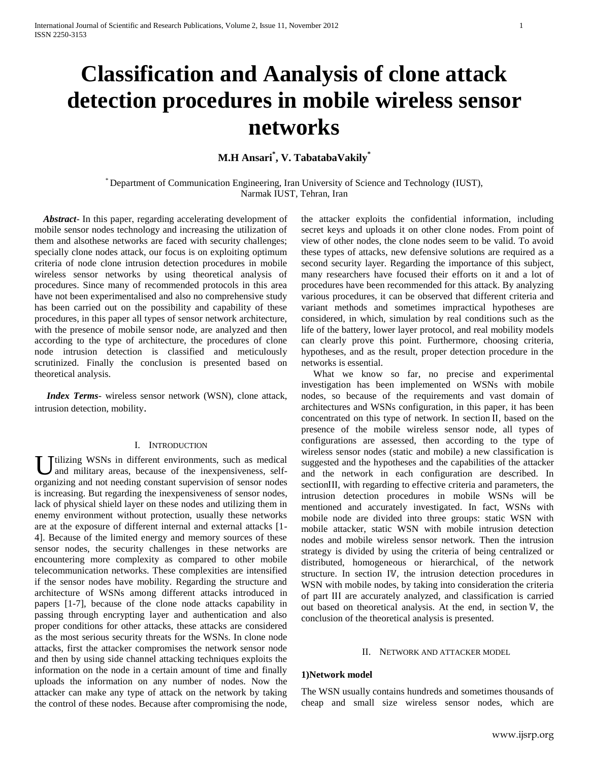# Classification and Aanalysis of clone attack detection procedures in mobile wireless sensor networks

**M.H Ansari*, V. TabatabaVakily***

* Department of Communication Engineering, Iran University of Science and Technology (IUST), Narmak IUST, Tehran, Iran

***Abstract***- In this paper, regarding accelerating development of mobile sensor nodes technology and increasing the utilization of them and alsothese networks are faced with security challenges; specially clone nodes attack, our focus is on exploiting optimum criteria of node clone intrusion detection procedures in mobile wireless sensor networks by using theoretical analysis of procedures. Since many of recommended protocols in this area have not been experimentalised and also no comprehensive study has been carried out on the possibility and capability of these procedures, in this paper all types of sensor network architecture, with the presence of mobile sensor node, are analyzed and then according to the type of architecture, the procedures of clone node intrusion detection is classified and meticulously scrutinized. Finally the conclusion is presented based on theoretical analysis.

***Index Terms***- wireless sensor network (WSN), clone attack, intrusion detection, mobility.

## I. Introduction

Utilizing WSNs in different environments, such as medical and military areas, because of the inexpensiveness, self-organizing and not needing constant supervision of sensor nodes is increasing. But regarding the inexpensiveness of sensor nodes, lack of physical shield layer on these nodes and utilizing them in enemy environment without protection, usually these networks are at the exposure of different internal and external attacks [1-4]. Because of the limited energy and memory sources of these sensor nodes, the security challenges in these networks are encountering more complexity as compared to other mobile telecommunication networks. These complexities are intensified if the sensor nodes have mobility. Regarding the structure and architecture of WSNs among different attacks introduced in papers [1-7], because of the clone node attacks capability in passing through encrypting layer and authentication and also proper conditions for other attacks, these attacks are considered as the most serious security threats for the WSNs. In clone node attacks, first the attacker compromises the network sensor node and then by using side channel attacking techniques exploits the information on the node in a certain amount of time and finally uploads the information on any number of nodes. Now the attacker can make any type of attack on the network by taking the control of these nodes. Because after compromising the node, the attacker exploits the confidential information, including secret keys and uploads it on other clone nodes. From point of view of other nodes, the clone nodes seem to be valid. To avoid these types of attacks, new defensive solutions are required as a second security layer. Regarding the importance of this subject, many researchers have focused their efforts on it and a lot of procedures have been recommended for this attack. By analyzing various procedures, it can be observed that different criteria and variant methods and sometimes impractical hypotheses are considered, in which, simulation by real conditions such as the life of the battery, lower layer protocol, and real mobility models can clearly prove this point. Furthermore, choosing criteria, hypotheses, and as the result, proper detection procedure in the networks is essential.

What we know so far, no precise and experimental investigation has been implemented on WSNs with mobile nodes, so because of the requirements and vast domain of architectures and WSNs configuration, in this paper, it has been concentrated on this type of network. In section II, based on the presence of the mobile wireless sensor node, all types of configurations are assessed, then according to the type of wireless sensor nodes (static and mobile) a new classification is suggested and the hypotheses and the capabilities of the attacker and the network in each configuration are described. In sectionIII, with regarding to effective criteria and parameters, the intrusion detection procedures in mobile WSNs will be mentioned and accurately investigated. In fact, WSNs with mobile node are divided into three groups: static WSN with mobile attacker, static WSN with mobile intrusion detection nodes and mobile wireless sensor network. Then the intrusion strategy is divided by using the criteria of being centralized or distributed, homogeneous or hierarchical, of the network structure. In section Ⅳ, the intrusion detection procedures in WSN with mobile nodes, by taking into consideration the criteria of part III are accurately analyzed, and classification is carried out based on theoretical analysis. At the end, in section Ⅴ, the conclusion of the theoretical analysis is presented.

## II. Network and attacker model

### 1)Network model

The WSN usually contains hundreds and sometimes thousands of cheap and small size wireless sensor nodes, which are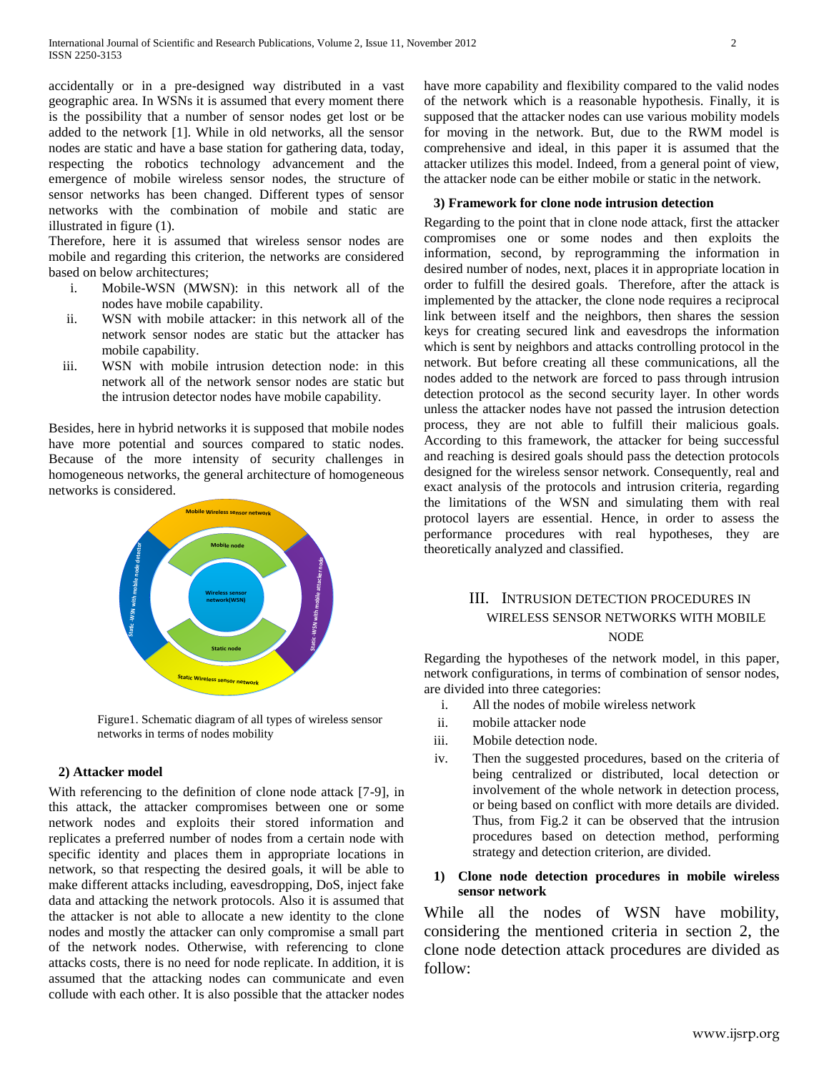accidentally or in a pre-designed way distributed in a vast geographic area. In WSNs it is assumed that every moment there is the possibility that a number of sensor nodes get lost or be added to the network [1]. While in old networks, all the sensor nodes are static and have a base station for gathering data, today, respecting the robotics technology advancement and the emergence of mobile wireless sensor nodes, the structure of sensor networks has been changed. Different types of sensor networks with the combination of mobile and static are illustrated in figure (1).

Therefore, here it is assumed that wireless sensor nodes are mobile and regarding this criterion, the networks are considered based on below architectures;

i. Mobile-WSN (MWSN): in this network all of the nodes have mobile capability.
ii. WSN with mobile attacker: in this network all of the network sensor nodes are static but the attacker has mobile capability.
iii. WSN with mobile intrusion detection node: in this network all of the network sensor nodes are static but the intrusion detector nodes have mobile capability.

Besides, here in hybrid networks it is supposed that mobile nodes have more potential and sources compared to static nodes. Because of the more intensity of security challenges in homogeneous networks, the general architecture of homogeneous networks is considered.

Figure1. Schematic diagram of all types of wireless sensor networks in terms of nodes mobility

### 2) Attacker model

With referencing to the definition of clone node attack [7-9], in this attack, the attacker compromises between one or some network nodes and exploits their stored information and replicates a preferred number of nodes from a certain node with specific identity and places them in appropriate locations in network, so that respecting the desired goals, it will be able to make different attacks including, eavesdropping, DoS, inject fake data and attacking the network protocols. Also it is assumed that the attacker is not able to allocate a new identity to the clone nodes and mostly the attacker can only compromise a small part of the network nodes. Otherwise, with referencing to clone attacks costs, there is no need for node replicate. In addition, it is assumed that the attacking nodes can communicate and even collude with each other. It is also possible that the attacker nodes have more capability and flexibility compared to the valid nodes of the network which is a reasonable hypothesis. Finally, it is supposed that the attacker nodes can use various mobility models for moving in the network. But, due to the RWM model is comprehensive and ideal, in this paper it is assumed that the attacker utilizes this model. Indeed, from a general point of view, the attacker node can be either mobile or static in the network.

### 3) Framework for clone node intrusion detection

Regarding to the point that in clone node attack, first the attacker compromises one or some nodes and then exploits the information, second, by reprogramming the information in desired number of nodes, next, places it in appropriate location in order to fulfill the desired goals. Therefore, after the attack is implemented by the attacker, the clone node requires a reciprocal link between itself and the neighbors, then shares the session keys for creating secured link and eavesdrops the information which is sent by neighbors and attacks controlling protocol in the network. But before creating all these communications, all the nodes added to the network are forced to pass through intrusion detection protocol as the second security layer. In other words unless the attacker nodes have not passed the intrusion detection process, they are not able to fulfill their malicious goals. According to this framework, the attacker for being successful and reaching is desired goals should pass the detection protocols designed for the wireless sensor network. Consequently, real and exact analysis of the protocols and intrusion criteria, regarding the limitations of the WSN and simulating them with real protocol layers are essential. Hence, in order to assess the performance procedures with real hypotheses, they are theoretically analyzed and classified.

## III. Intrusion Detection Procedures in Wireless Sensor Networks with Mobile Node

Regarding the hypotheses of the network model, in this paper, network configurations, in terms of combination of sensor nodes, are divided into three categories:

i. All the nodes of mobile wireless network
ii. mobile attacker node
iii. Mobile detection node.
iv. Then the suggested procedures, based on the criteria of being centralized or distributed, local detection or involvement of the whole network in detection process, or being based on conflict with more details are divided. Thus, from Fig.2 it can be observed that the intrusion procedures based on detection method, performing strategy and detection criterion, are divided.

### 1) Clone node detection procedures in mobile wireless sensor network

While all the nodes of WSN have mobility, considering the mentioned criteria in section 2, the clone node detection attack procedures are divided as follow: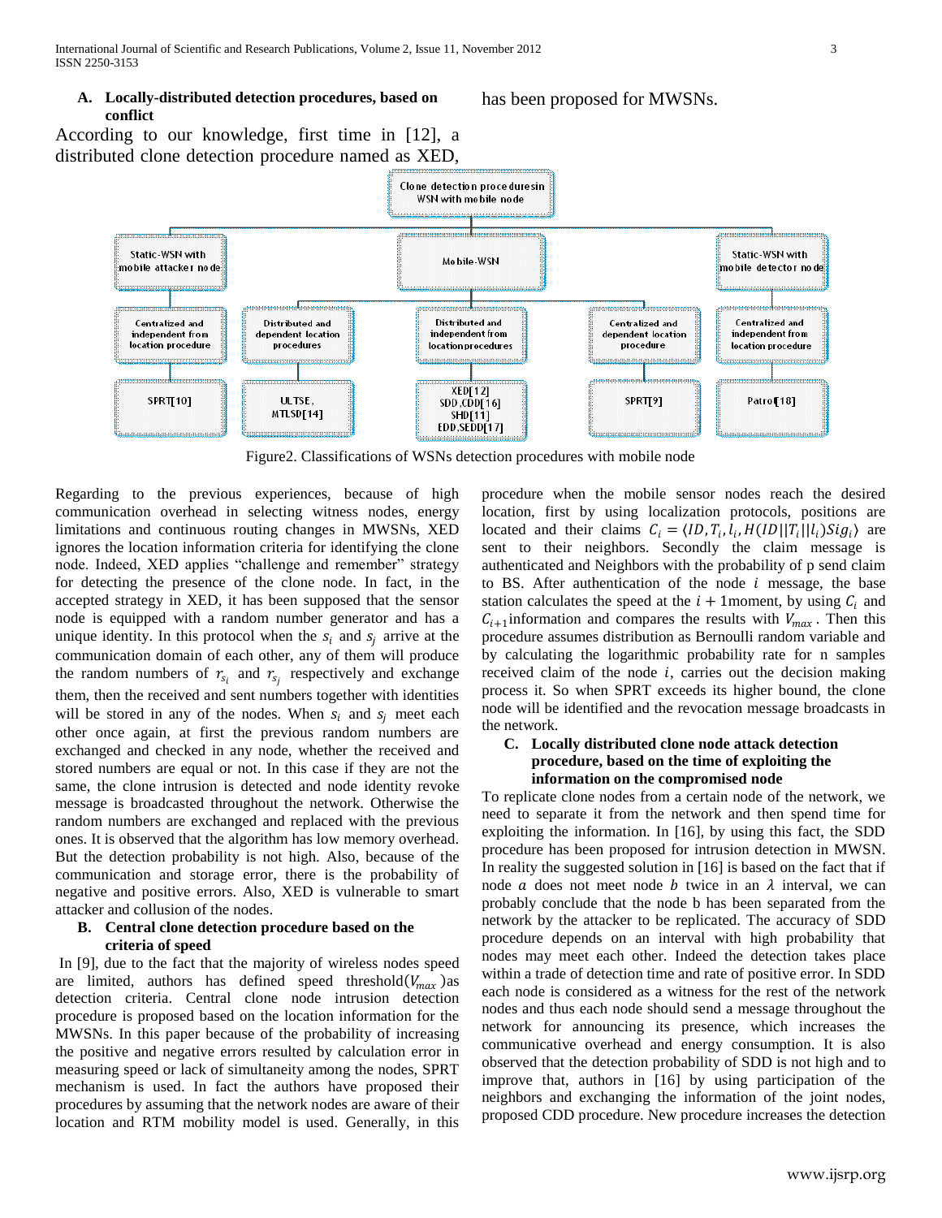### A. Locally-distributed detection procedures, based on conflict

According to our knowledge, first time in [12], a distributed clone detection procedure named as XED, has been proposed for MWSNs.

- Clone detection procedures in WSN with mobile node
  - Static-WSN with mobile attacker node
    - Centralized and independent from location procedure
      - SPRT[10]
  - Mobile-WSN
    - Distributed and dependent location procedures
      - ULTSE, MTLSD[14]
    - Distributed and independent from location procedures
      - XED[12], SDD, CDD[16], SHD[11], EDD, SEDD[17]
    - Centralized and dependent location procedure
      - SPRT[9]
  - Static-WSN with mobile detector node
    - Centralized and independent from location procedure
      - Patrol[18]

Figure2. Classifications of WSNs detection procedures with mobile node

Regarding to the previous experiences, because of high communication overhead in selecting witness nodes, energy limitations and continuous routing changes in MWSNs, XED ignores the location information criteria for identifying the clone node. Indeed, XED applies "challenge and remember" strategy for detecting the presence of the clone node. In fact, in the accepted strategy in XED, it has been supposed that the sensor node is equipped with a random number generator and has a unique identity. In this protocol when the $s_i$ and $s_j$ arrive at the communication domain of each other, any of them will produce the random numbers of $r_{s_i}$ and $r_{s_j}$ respectively and exchange them, then the received and sent numbers together with identities will be stored in any of the nodes. When $s_i$ and $s_j$ meet each other once again, at first the previous random numbers are exchanged and checked in any node, whether the received and stored numbers are equal or not. In this case if they are not the same, the clone intrusion is detected and node identity revoke message is broadcasted throughout the network. Otherwise the random numbers are exchanged and replaced with the previous ones. It is observed that the algorithm has low memory overhead. But the detection probability is not high. Also, because of the communication and storage error, there is the probability of negative and positive errors. Also, XED is vulnerable to smart attacker and collusion of the nodes.

### B. Central clone detection procedure based on the criteria of speed

In [9], due to the fact that the majority of wireless nodes speed are limited, authors has defined speed threshold($V_{max}$)as detection criteria. Central clone node intrusion detection procedure is proposed based on the location information for the MWSNs. In this paper because of the probability of increasing the positive and negative errors resulted by calculation error in measuring speed or lack of simultaneity among the nodes, SPRT mechanism is used. In fact the authors have proposed their procedures by assuming that the network nodes are aware of their location and RTM mobility model is used. Generally, in this procedure when the mobile sensor nodes reach the desired location, first by using localization protocols, positions are located and their claims $C_i = \langle ID, T_i, l_i, H(ID||T_i||l_i)Sig_i \rangle$ are sent to their neighbors. Secondly the claim message is authenticated and Neighbors with the probability of p send claim to BS. After authentication of the node $i$ message, the base station calculates the speed at the $i + 1$moment, by using $C_i$ and $C_{i+1}$information and compares the results with $V_{max}$. Then this procedure assumes distribution as Bernoulli random variable and by calculating the logarithmic probability rate for n samples received claim of the node $i$, carries out the decision making process it. So when SPRT exceeds its higher bound, the clone node will be identified and the revocation message broadcasts in the network.

### C. Locally distributed clone node attack detection procedure, based on the time of exploiting the information on the compromised node

To replicate clone nodes from a certain node of the network, we need to separate it from the network and then spend time for exploiting the information. In [16], by using this fact, the SDD procedure has been proposed for intrusion detection in MWSN. In reality the suggested solution in [16] is based on the fact that if node $a$ does not meet node $b$ twice in an $\lambda$ interval, we can probably conclude that the node b has been separated from the network by the attacker to be replicated. The accuracy of SDD procedure depends on an interval with high probability that nodes may meet each other. Indeed the detection takes place within a trade of detection time and rate of positive error. In SDD each node is considered as a witness for the rest of the network nodes and thus each node should send a message throughout the network for announcing its presence, which increases the communicative overhead and energy consumption. It is also observed that the detection probability of SDD is not high and to improve that, authors in [16] by using participation of the neighbors and exchanging the information of the joint nodes, proposed CDD procedure. New procedure increases the detection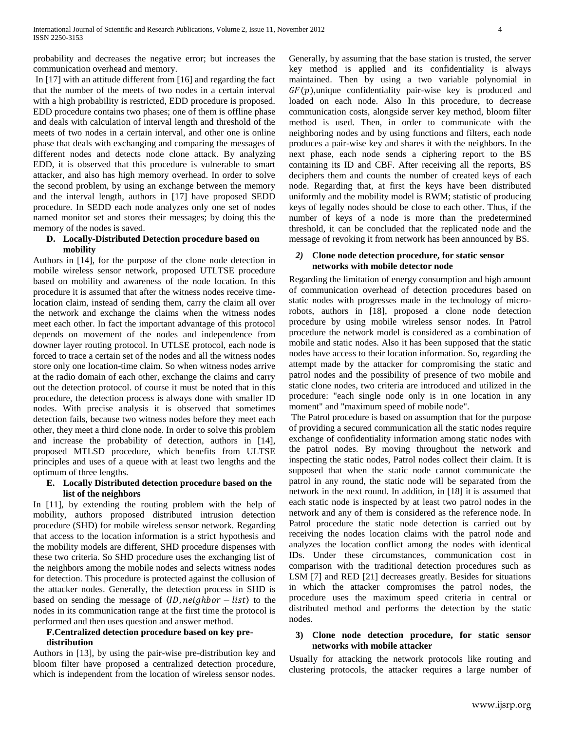probability and decreases the negative error; but increases the communication overhead and memory.

In [17] with an attitude different from [16] and regarding the fact that the number of the meets of two nodes in a certain interval with a high probability is restricted, EDD procedure is proposed. EDD procedure contains two phases; one of them is offline phase and deals with calculation of interval length and threshold of the meets of two nodes in a certain interval, and other one is online phase that deals with exchanging and comparing the messages of different nodes and detects node clone attack. By analyzing EDD, it is observed that this procedure is vulnerable to smart attacker, and also has high memory overhead. In order to solve the second problem, by using an exchange between the memory and the interval length, authors in [17] have proposed SEDD procedure. In SEDD each node analyzes only one set of nodes named monitor set and stores their messages; by doing this the memory of the nodes is saved.

### D. Locally-Distributed Detection procedure based on mobility

Authors in [14], for the purpose of the clone node detection in mobile wireless sensor network, proposed UTLTSE procedure based on mobility and awareness of the node location. In this procedure it is assumed that after the witness nodes receive time-location claim, instead of sending them, carry the claim all over the network and exchange the claims when the witness nodes meet each other. In fact the important advantage of this protocol depends on movement of the nodes and independence from downer layer routing protocol. In UTLSE protocol, each node is forced to trace a certain set of the nodes and all the witness nodes store only one location-time claim. So when witness nodes arrive at the radio domain of each other, exchange the claims and carry out the detection protocol. of course it must be noted that in this procedure, the detection process is always done with smaller ID nodes. With precise analysis it is observed that sometimes detection fails, because two witness nodes before they meet each other, they meet a third clone node. In order to solve this problem and increase the probability of detection, authors in [14], proposed MTLSD procedure, which benefits from ULTSE principles and uses of a queue with at least two lengths and the optimum of three lengths.

### E. Locally Distributed detection procedure based on the list of the neighbors

In [11], by extending the routing problem with the help of mobility, authors proposed distributed intrusion detection procedure (SHD) for mobile wireless sensor network. Regarding that access to the location information is a strict hypothesis and the mobility models are different, SHD procedure dispenses with these two criteria. So SHD procedure uses the exchanging list of the neighbors among the mobile nodes and selects witness nodes for detection. This procedure is protected against the collusion of the attacker nodes. Generally, the detection process in SHD is based on sending the message of $\langle ID, neighbor-list\rangle$ to the nodes in its communication range at the first time the protocol is performed and then uses question and answer method.

### F. Centralized detection procedure based on key pre-distribution

Authors in [13], by using the pair-wise pre-distribution key and bloom filter have proposed a centralized detection procedure, which is independent from the location of wireless sensor nodes. Generally, by assuming that the base station is trusted, the server key method is applied and its confidentiality is always maintained. Then by using a two variable polynomial in $GF(p)$,unique confidentiality pair-wise key is produced and loaded on each node. Also In this procedure, to decrease communication costs, alongside server key method, bloom filter method is used. Then, in order to communicate with the neighboring nodes and by using functions and filters, each node produces a pair-wise key and shares it with the neighbors. In the next phase, each node sends a ciphering report to the BS containing its ID and CBF. After receiving all the reports, BS deciphers them and counts the number of created keys of each node. Regarding that, at first the keys have been distributed uniformly and the mobility model is RWM; statistic of producing keys of legally nodes should be close to each other. Thus, if the number of keys of a node is more than the predetermined threshold, it can be concluded that the replicated node and the message of revoking it from network has been announced by BS.

#### 2) Clone node detection procedure, for static sensor networks with mobile detector node

Regarding the limitation of energy consumption and high amount of communication overhead of detection procedures based on static nodes with progresses made in the technology of micro-robots, authors in [18], proposed a clone node detection procedure by using mobile wireless sensor nodes. In Patrol procedure the network model is considered as a combination of mobile and static nodes. Also it has been supposed that the static nodes have access to their location information. So, regarding the attempt made by the attacker for compromising the static and patrol nodes and the possibility of presence of two mobile and static clone nodes, two criteria are introduced and utilized in the procedure: "each single node only is in one location in any moment" and "maximum speed of mobile node".

The Patrol procedure is based on assumption that for the purpose of providing a secured communication all the static nodes require exchange of confidentiality information among static nodes with the patrol nodes. By moving throughout the network and inspecting the static nodes, Patrol nodes collect their claim. It is supposed that when the static node cannot communicate the patrol in any round, the static node will be separated from the network in the next round. In addition, in [18] it is assumed that each static node is inspected by at least two patrol nodes in the network and any of them is considered as the reference node. In Patrol procedure the static node detection is carried out by receiving the nodes location claims with the patrol node and analyzes the location conflict among the nodes with identical IDs. Under these circumstances, communication cost in comparison with the traditional detection procedures such as LSM [7] and RED [21] decreases greatly. Besides for situations in which the attacker compromises the patrol nodes, the procedure uses the maximum speed criteria in central or distributed method and performs the detection by the static nodes.

#### 3) Clone node detection procedure, for static sensor networks with mobile attacker

Usually for attacking the network protocols like routing and clustering protocols, the attacker requires a large number of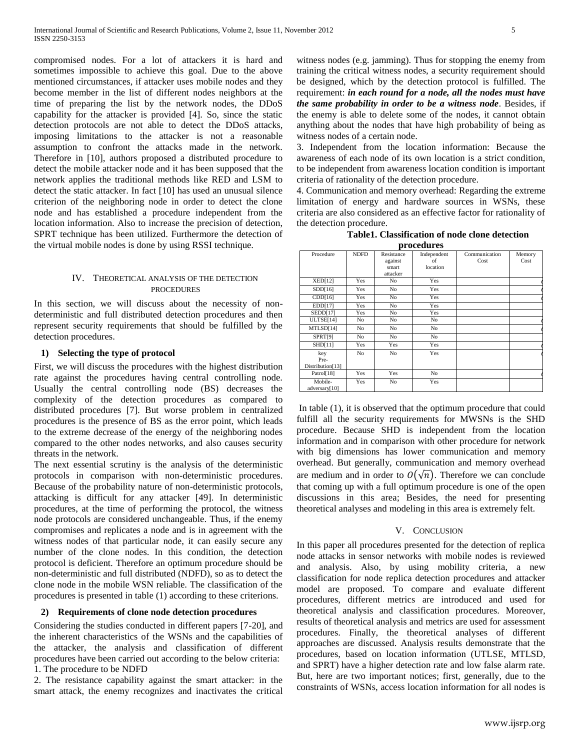compromised nodes. For a lot of attackers it is hard and sometimes impossible to achieve this goal. Due to the above mentioned circumstances, if attacker uses mobile nodes and they become member in the list of different nodes neighbors at the time of preparing the list by the network nodes, the DDoS capability for the attacker is provided [4]. So, since the static detection protocols are not able to detect the DDoS attacks, imposing limitations to the attacker is not a reasonable assumption to confront the attacks made in the network. Therefore in [10], authors proposed a distributed procedure to detect the mobile attacker node and it has been supposed that the network applies the traditional methods like RED and LSM to detect the static attacker. In fact [10] has used an unusual silence criterion of the neighboring node in order to detect the clone node and has established a procedure independent from the location information. Also to increase the precision of detection, SPRT technique has been utilized. Furthermore the detection of the virtual mobile nodes is done by using RSSI technique.

## IV. Theoretical analysis of the detection procedures

In this section, we will discuss about the necessity of non-deterministic and full distributed detection procedures and then represent security requirements that should be fulfilled by the detection procedures.

### 1) Selecting the type of protocol

First, we will discuss the procedures with the highest distribution rate against the procedures having central controlling node. Usually the central controlling node (BS) decreases the complexity of the detection procedures as compared to distributed procedures [7]. But worse problem in centralized procedures is the presence of BS as the error point, which leads to the extreme decrease of the energy of the neighboring nodes compared to the other nodes networks, and also causes security threats in the network.

The next essential scrutiny is the analysis of the deterministic protocols in comparison with non-deterministic procedures. Because of the probability nature of non-deterministic protocols, attacking is difficult for any attacker [49]. In deterministic procedures, at the time of performing the protocol, the witness node protocols are considered unchangeable. Thus, if the enemy compromises and replicates a node and is in agreement with the witness nodes of that particular node, it can easily secure any number of the clone nodes. In this condition, the detection protocol is deficient. Therefore an optimum procedure should be non-deterministic and full distributed (NDFD), so as to detect the clone node in the mobile WSN reliable. The classification of the procedures is presented in table (1) according to these criterions.

### 2) Requirements of clone node detection procedures

Considering the studies conducted in different papers [7-20], and the inherent characteristics of the WSNs and the capabilities of the attacker, the analysis and classification of different procedures have been carried out according to the below criteria:

1. The procedure to be NDFD

2. The resistance capability against the smart attacker: in the smart attack, the enemy recognizes and inactivates the critical witness nodes (e.g. jamming). Thus for stopping the enemy from training the critical witness nodes, a security requirement should be designed, which by the detection protocol is fulfilled. The requirement: ***in each round for a node, all the nodes must have the same probability in order to be a witness node***. Besides, if the enemy is able to delete some of the nodes, it cannot obtain anything about the nodes that have high probability of being as witness nodes of a certain node.

3. Independent from the location information: Because the awareness of each node of its own location is a strict condition, to be independent from awareness location condition is important criteria of rationality of the detection procedure.

4. Communication and memory overhead: Regarding the extreme limitation of energy and hardware sources in WSNs, these criteria are also considered as an effective factor for rationality of the detection procedure.

**Table1. Classification of node clone detection procedures**

| Procedure | NDFD | Resistance against smart attacker | Independent of location | Communication Cost | Memory Cost |
|---|---|---|---|---|---|
| XED[12] | Yes | No | Yes | | |
| SDD[16] | Yes | No | Yes | | |
| CDD[16] | Yes | No | Yes | | |
| EDD[17] | Yes | No | Yes | | |
| SEDD[17] | Yes | No | Yes | | |
| ULTSE[14] | No | No | No | | |
| MTLSD[14] | No | No | No | | |
| SPRT[9] | No | No | No | | |
| SHD[11] | Yes | Yes | Yes | | |
| key Pre-Distribution[13] | No | No | Yes | | |
| Patrol[18] | Yes | Yes | No | | |
| Mobile-adversary[10] | Yes | No | Yes | | |

In table (1), it is observed that the optimum procedure that could fulfill all the security requirements for MWSNs is the SHD procedure. Because SHD is independent from the location information and in comparison with other procedure for network with big dimensions has lower communication and memory overhead. But generally, communication and memory overhead are medium and in order to $O(\sqrt{n})$. Therefore we can conclude that coming up with a full optimum procedure is one of the open discussions in this area; Besides, the need for presenting theoretical analyses and modeling in this area is extremely felt.

## V. Conclusion

In this paper all procedures presented for the detection of replica node attacks in sensor networks with mobile nodes is reviewed and analysis. Also, by using mobility criteria, a new classification for node replica detection procedures and attacker model are proposed. To compare and evaluate different procedures, different metrics are introduced and used for theoretical analysis and classification procedures. Moreover, results of theoretical analysis and metrics are used for assessment procedures. Finally, the theoretical analyses of different approaches are discussed. Analysis results demonstrate that the procedures, based on location information (UTLSE, MTLSD, and SPRT) have a higher detection rate and low false alarm rate. But, here are two important notices; first, generally, due to the constraints of WSNs, access location information for all nodes is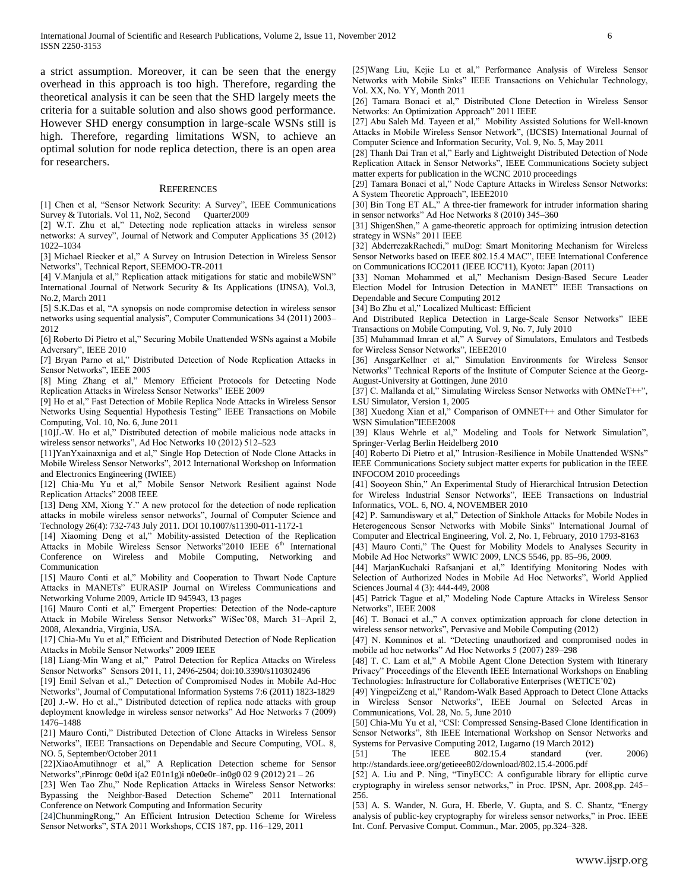a strict assumption. Moreover, it can be seen that the energy overhead in this approach is too high. Therefore, regarding the theoretical analysis it can be seen that the SHD largely meets the criteria for a suitable solution and also shows good performance. However SHD energy consumption in large-scale WSNs still is high. Therefore, regarding limitations WSN, to achieve an optimal solution for node replica detection, there is an open area for researchers.

## REFERENCES

[1] Chen et al, "Sensor Network Security: A Survey", IEEE Communications Survey & Tutorials. Vol 11, No2, Second Quarter2009

[2] W.T. Zhu et al," Detecting node replication attacks in wireless sensor networks: A survey", Journal of Network and Computer Applications 35 (2012) 1022–1034

[3] Michael Riecker et al," A Survey on Intrusion Detection in Wireless Sensor Networks", Technical Report, SEEMOO-TR-2011

[4] V.Manjula et al," Replication attack mitigations for static and mobileWSN" International Journal of Network Security & Its Applications (IJNSA), Vol.3, No.2, March 2011

[5] S.K.Das et al, "A synopsis on node compromise detection in wireless sensor networks using sequential analysis", Computer Communications 34 (2011) 2003–2012

[6] Roberto Di Pietro et al," Securing Mobile Unattended WSNs against a Mobile Adversary", IEEE 2010

[7] Bryan Parno et al," Distributed Detection of Node Replication Attacks in Sensor Networks", IEEE 2005

[8] Ming Zhang et al," Memory Efficient Protocols for Detecting Node Replication Attacks in Wireless Sensor Networks" IEEE 2009

[9] Ho et al," Fast Detection of Mobile Replica Node Attacks in Wireless Sensor Networks Using Sequential Hypothesis Testing" IEEE Transactions on Mobile Computing, Vol. 10, No. 6, June 2011

[10]J.-W. Ho et al," Distributed detection of mobile malicious node attacks in wireless sensor networks", Ad Hoc Networks 10 (2012) 512–523

[11]YanYxainaxniga and et al," Single Hop Detection of Node Clone Attacks in Mobile Wireless Sensor Networks", 2012 International Workshop on Information and Electronics Engineering (IWIEE)

[12] Chia-Mu Yu et al," Mobile Sensor Network Resilient against Node Replication Attacks" 2008 IEEE

[13] Deng XM, Xiong Y." A new protocol for the detection of node replication attacks in mobile wireless sensor networks", Journal of Computer Science and Technology 26(4): 732-743 July 2011. DOI 10.1007/s11390-011-1172-1

[14] Xiaoming Deng et al," Mobility-assisted Detection of the Replication Attacks in Mobile Wireless Sensor Networks"2010 IEEE 6th International Conference on Wireless and Mobile Computing, Networking and Communication

[15] Mauro Conti et al," Mobility and Cooperation to Thwart Node Capture Attacks in MANETs" EURASIP Journal on Wireless Communications and Networking Volume 2009, Article ID 945943, 13 pages

[16] Mauro Conti et al," Emergent Properties: Detection of the Node-capture Attack in Mobile Wireless Sensor Networks" WiSec'08, March 31–April 2, 2008, Alexandria, Virginia, USA.

[17] Chia-Mu Yu et al," Efficient and Distributed Detection of Node Replication Attacks in Mobile Sensor Networks" 2009 IEEE

[18] Liang-Min Wang et al," Patrol Detection for Replica Attacks on Wireless Sensor Networks" Sensors 2011, 11, 2496-2504; doi:10.3390/s110302496

[19] Emil Selvan et al.," Detection of Compromised Nodes in Mobile Ad-Hoc Networks", Journal of Computational Information Systems 7:6 (2011) 1823-1829

[20] J.-W. Ho et al.," Distributed detection of replica node attacks with group deployment knowledge in wireless sensor networks" Ad Hoc Networks 7 (2009) 1476–1488

[21] Mauro Conti," Distributed Detection of Clone Attacks in Wireless Sensor Networks", IEEE Transactions on Dependable and Secure Computing, VOL. 8, NO. 5, September/October 2011

[22]XiaoAmutihnogr et al," A Replication Detection scheme for Sensor Networks",rPinrogc 0e0d i(a2 E01n1g)i n0e0e0r–in0g0 02 9 (2012) 21 – 26

[23] Wen Tao Zhu," Node Replication Attacks in Wireless Sensor Networks: Bypassing the Neighbor-Based Detection Scheme" 2011 International Conference on Network Computing and Information Security

[24]ChunmingRong," An Efficient Intrusion Detection Scheme for Wireless Sensor Networks", STA 2011 Workshops, CCIS 187, pp. 116–129, 2011

[25]Wang Liu, Kejie Lu et al," Performance Analysis of Wireless Sensor Networks with Mobile Sinks" IEEE Transactions on Vehichular Technology, Vol. XX, No. YY, Month 2011

[26] Tamara Bonaci et al," Distributed Clone Detection in Wireless Sensor Networks: An Optimization Approach" 2011 IEEE

[27] Abu Saleh Md. Tayeen et al," Mobility Assisted Solutions for Well-known Attacks in Mobile Wireless Sensor Network", (IJCSIS) International Journal of Computer Science and Information Security, Vol. 9, No. 5, May 2011

[28] Thanh Dai Tran et al," Early and Lightweight Distributed Detection of Node Replication Attack in Sensor Networks", IEEE Communications Society subject matter experts for publication in the WCNC 2010 proceedings

[29] Tamara Bonaci et al," Node Capture Attacks in Wireless Sensor Networks: A System Theoretic Approach", IEEE2010

[30] Bin Tong ET AL," A three-tier framework for intruder information sharing in sensor networks" Ad Hoc Networks 8 (2010) 345–360

[31] ShigenShen," A game-theoretic approach for optimizing intrusion detection strategy in WSNs" 2011 IEEE

[32] AbderrezakRachedi," muDog: Smart Monitoring Mechanism for Wireless Sensor Networks based on IEEE 802.15.4 MAC", IEEE International Conference on Communications ICC2011 (IEEE ICC'11), Kyoto: Japan (2011)

[33] Noman Mohammed et al," Mechanism Design-Based Secure Leader Election Model for Intrusion Detection in MANET" IEEE Transactions on Dependable and Secure Computing 2012

[34] Bo Zhu et al," Localized Multicast: Efficient And Distributed Replica Detection in Large-Scale Sensor Networks" IEEE Transactions on Mobile Computing, Vol. 9, No. 7, July 2010

[35] Muhammad Imran et al," A Survey of Simulators, Emulators and Testbeds for Wireless Sensor Networks", IEEE2010

[36] AnsgarKellner et al," Simulation Environments for Wireless Sensor Networks" Technical Reports of the Institute of Computer Science at the Georg-August-University at Gottingen, June 2010

[37] C. Mallanda et al," Simulating Wireless Sensor Networks with OMNeT++", LSU Simulator, Version 1, 2005

[38] Xuedong Xian et al," Comparison of OMNET++ and Other Simulator for WSN Simulation"IEEE2008

[39] Klaus Wehrle et al," Modeling and Tools for Network Simulation", Springer-Verlag Berlin Heidelberg 2010

[40] Roberto Di Pietro et al," Intrusion-Resilience in Mobile Unattended WSNs" IEEE Communications Society subject matter experts for publication in the IEEE INFOCOM 2010 proceedings

[41] Sooyeon Shin," An Experimental Study of Hierarchical Intrusion Detection for Wireless Industrial Sensor Networks", IEEE Transactions on Industrial Informatics, VOL. 6, NO. 4, NOVEMBER 2010

[42] P. Samundiswary et al," Detection of Sinkhole Attacks for Mobile Nodes in Heterogeneous Sensor Networks with Mobile Sinks" International Journal of Computer and Electrical Engineering, Vol. 2, No. 1, February, 2010 1793-8163

[43] Mauro Conti," The Quest for Mobility Models to Analyses Security in Mobile Ad Hoc Networks" WWIC 2009, LNCS 5546, pp. 85–96, 2009.

[44] MarjanKuchaki Rafsanjani et al," Identifying Monitoring Nodes with Selection of Authorized Nodes in Mobile Ad Hoc Networks", World Applied Sciences Journal 4 (3): 444-449, 2008

[45] Patrick Tague et al," Modeling Node Capture Attacks in Wireless Sensor Networks", IEEE 2008

[46] T. Bonaci et al.," A convex optimization approach for clone detection in wireless sensor networks", Pervasive and Mobile Computing (2012)

[47] N. Komninos et al. "Detecting unauthorized and compromised nodes in mobile ad hoc networks" Ad Hoc Networks 5 (2007) 289–298

[48] T. C. Lam et al," A Mobile Agent Clone Detection System with Itinerary Privacy" Proceedings of the Eleventh IEEE International Workshops on Enabling Technologies: Infrastructure for Collaborative Enterprises (WETICE'02)

[49] YingpeiZeng et al," Random-Walk Based Approach to Detect Clone Attacks in Wireless Sensor Networks", IEEE Journal on Selected Areas in Communications, Vol. 28, No. 5, June 2010

[50] Chia-Mu Yu et al, "CSI: Compressed Sensing-Based Clone Identification in Sensor Networks", 8th IEEE International Workshop on Sensor Networks and Systems for Pervasive Computing 2012, Lugarno (19 March 2012)

[51] The IEEE 802.15.4 standard (ver. 2006) http://standards.ieee.org/getieee802/download/802.15.4-2006.pdf

[52] A. Liu and P. Ning, "TinyECC: A configurable library for elliptic curve cryptography in wireless sensor networks," in Proc. IPSN, Apr. 2008,pp. 245–256.

[53] A. S. Wander, N. Gura, H. Eberle, V. Gupta, and S. C. Shantz, "Energy analysis of public-key cryptography for wireless sensor networks," in Proc. IEEE Int. Conf. Pervasive Comput. Commun., Mar. 2005, pp.324–328.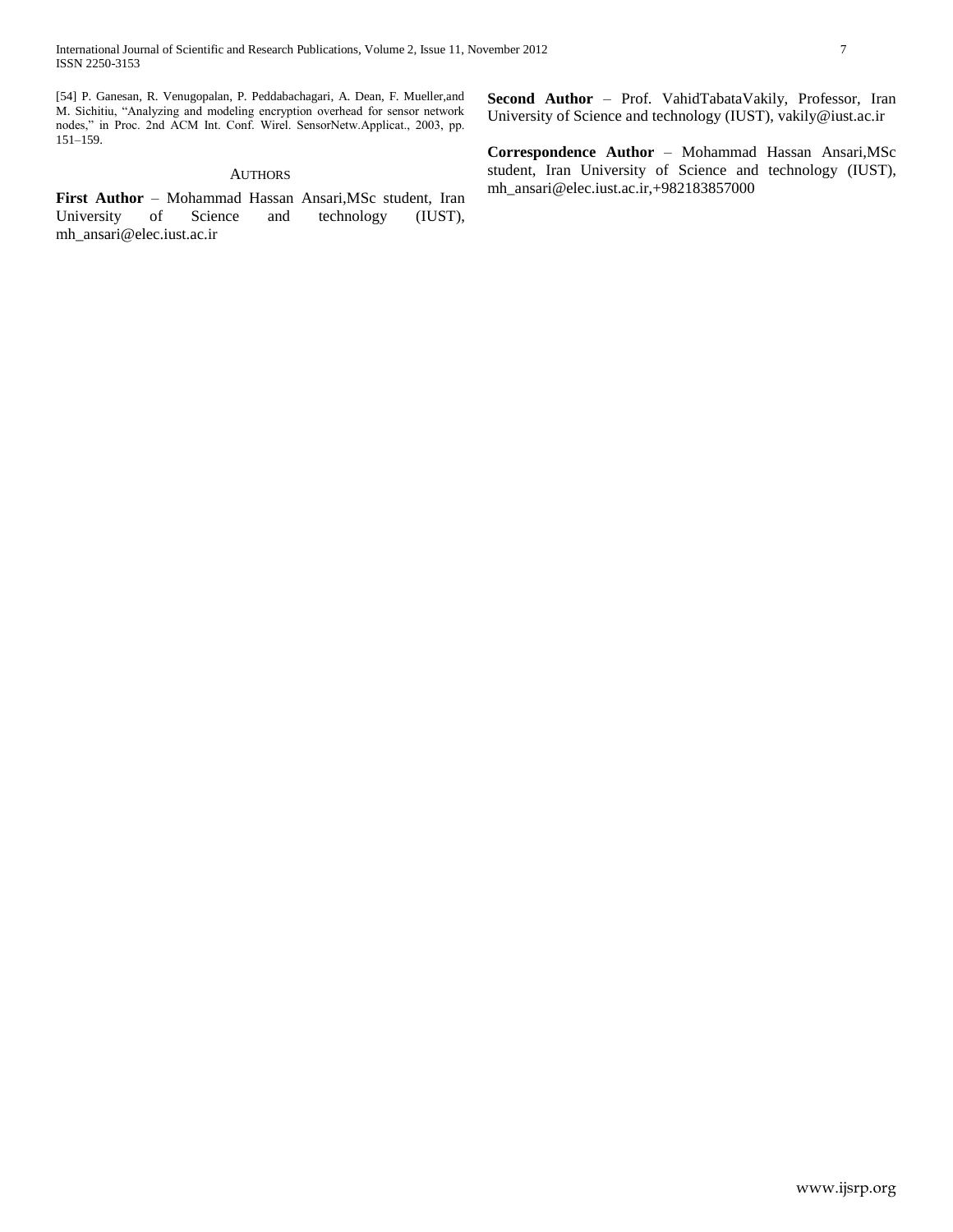[54] P. Ganesan, R. Venugopalan, P. Peddabachagari, A. Dean, F. Mueller,and M. Sichitiu, "Analyzing and modeling encryption overhead for sensor network nodes," in Proc. 2nd ACM Int. Conf. Wirel. SensorNetw.Applicat., 2003, pp. 151–159.

## AUTHORS

**First Author** – Mohammad Hassan Ansari,MSc student, Iran University of Science and technology (IUST), mh_ansari@elec.iust.ac.ir

**Second Author** – Prof. VahidTabataVakily, Professor, Iran University of Science and technology (IUST), vakily@iust.ac.ir

**Correspondence Author** – Mohammad Hassan Ansari,MSc student, Iran University of Science and technology (IUST), mh_ansari@elec.iust.ac.ir,+982183857000